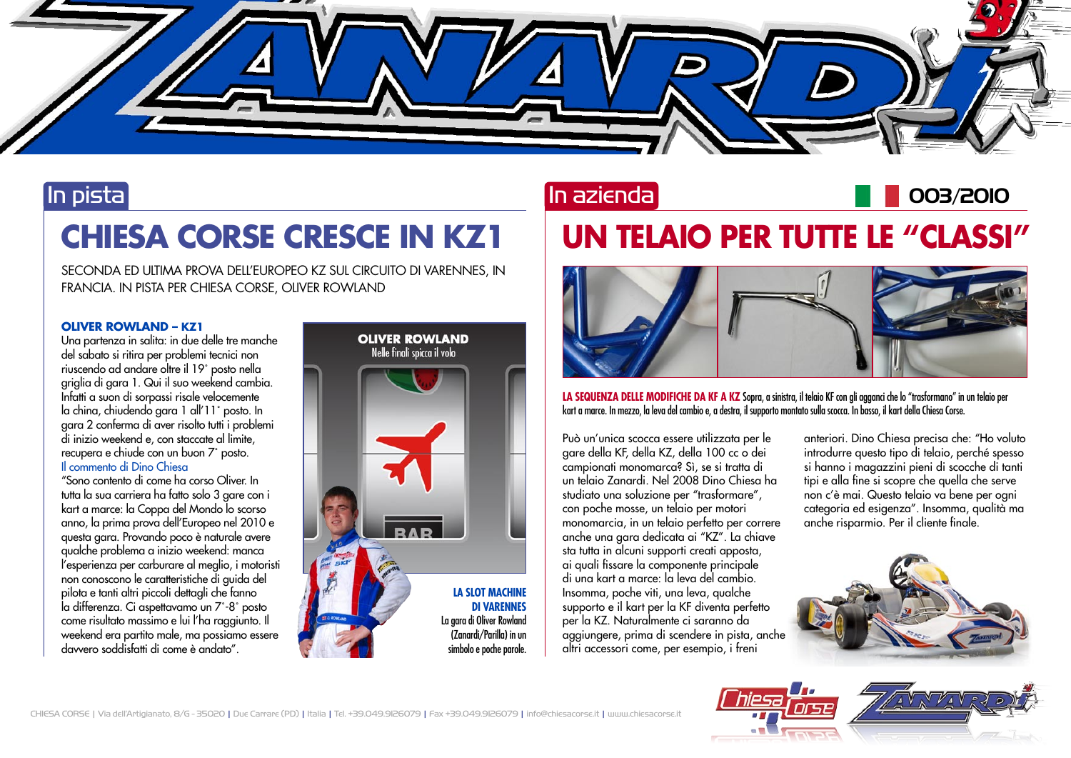## In pista

# CHIESA CORSE CRESCE IN KZ1

SECONDA ED ULTIMA PROVA DELL'EUROPEO KZ SUL CIRCUITO DI VARENNES, IN FRANCIA. IN PISTA PER CHIESA CORSE, OLIVER ROWLAND

**OLIVER ROWLAND – KZ1**

Una partenza in salita: in due delle tre manche del sabato si ritira per problemi tecnici non riuscendo ad andare oltre il 19° posto nella griglia di gara 1. Qui il suo weekend cambia. Infatti a suon di sorpassi risale velocemente la china, chiudendo gara 1 all'11° posto. In gara 2 conferma di aver risolto tutti i problemi di inizio weekend e, con staccate al limite, recupera e chiude con un buon 7° posto.

Il commento di Dino Chiesa

"Sono contento di come ha corso Oliver. In tutta la sua carriera ha fatto solo 3 gare con i kart a marce: la Coppa del Mondo lo scorso anno, la prima prova dell'Europeo nel 2010 e questa gara. Provando poco è naturale avere qualche problema a inizio weekend: manca l'esperienza per carburare al meglio, i motoristi non conoscono le caratteristiche di guida del pilota e tanti altri piccoli dettagli che fanno la differenza. Ci aspettavamo un 7°-8° posto come risultato massimo e lui l'ha raggiunto. Il weekend era partito male, ma possiamo essere davvero soddisfatti di come è andato".

**OLIVER ROWLAND**
Nelle finali spicca il volo

**LA SLOT MACHINE DI VARENNES** La gara di Oliver Rowland (Zanardi/Parilla) in un simbolo e poche parole.

## In azienda

003/2010

# UN TELAIO PER TUTTE LE "CLASSI"

**LA SEQUENZA DELLE MODIFICHE DA KF A KZ** Sopra, a sinistra, il telaio KF con gli agganci che lo "trasformano" in un telaio per kart a marce. In mezzo, la leva del cambio e, a destra, il supporto montato sulla scocca. In basso, il kart della Chiesa Corse.

Può un'unica scocca essere utilizzata per le gare della KF, della KZ, della 100 cc o dei campionati monomarca? Sì, se si tratta di un telaio Zanardi. Nel 2008 Dino Chiesa ha studiato una soluzione per "trasformare", con poche mosse, un telaio per motori monomarcia, in un telaio perfetto per correre anche una gara dedicata ai "KZ". La chiave sta tutta in alcuni supporti creati apposta, ai quali fissare la componente principale di una kart a marce: la leva del cambio. Insomma, poche viti, una leva, qualche supporto e il kart per la KF diventa perfetto per la KZ. Naturalmente ci saranno da aggiungere, prima di scendere in pista, anche altri accessori come, per esempio, i freni anteriori. Dino Chiesa precisa che: "Ho voluto introdurre questo tipo di telaio, perché spesso si hanno i magazzini pieni di scocche di tanti tipi e alla fine si scopre che quella che serve non c'è mai. Questo telaio va bene per ogni categoria ed esigenza". Insomma, qualità ma anche risparmio. Per il cliente finale.

CHIESA CORSE | Via dell'Artigianato, 8/G - 35020 | Due Carrare (PD) | Italia | Tel. +39.049.9126079 | Fax +39.049.9126079 | info@chiesacorse.it | www.chiesacorse.it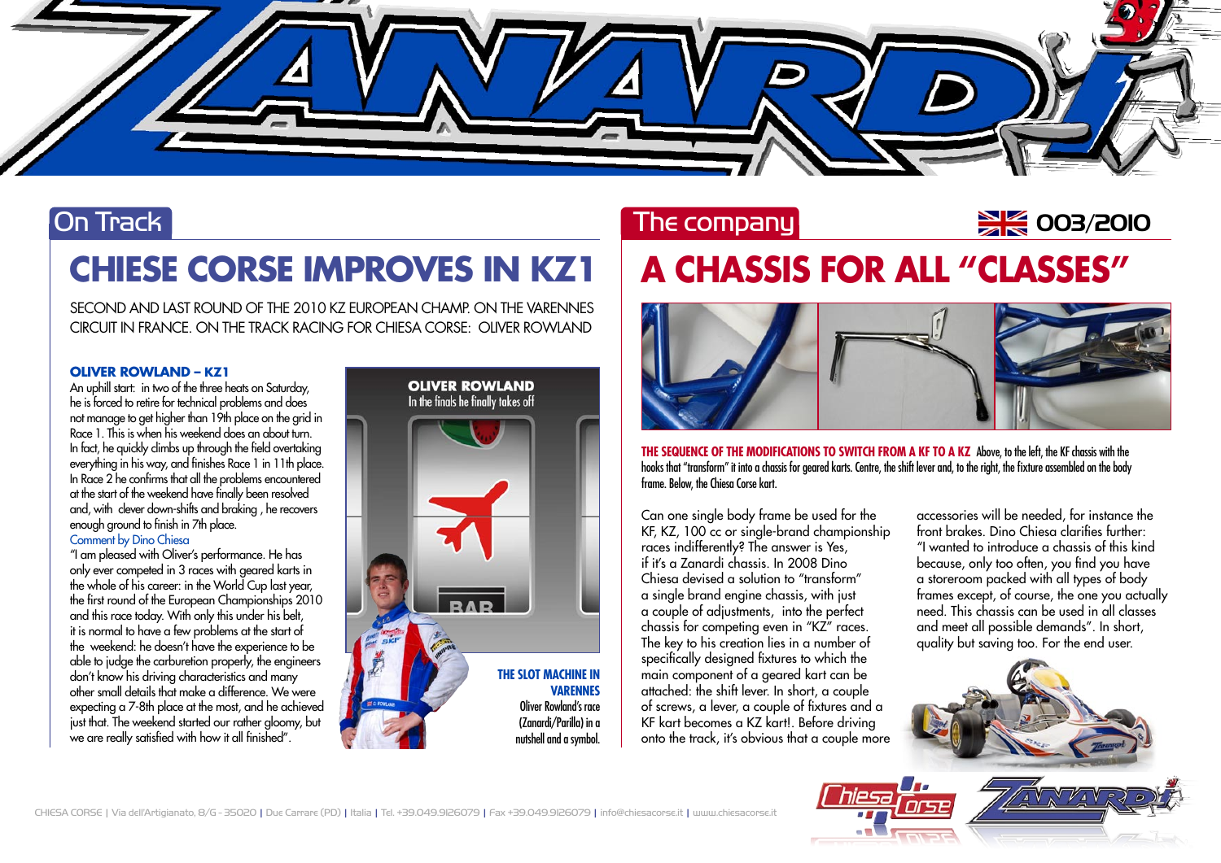## On Track

# CHIESE CORSE IMPROVES IN KZ1

SECOND AND LAST ROUND OF THE 2010 KZ EUROPEAN CHAMP. ON THE VARENNES CIRCUIT IN FRANCE. ON THE TRACK RACING FOR CHIESA CORSE: OLIVER ROWLAND

### OLIVER ROWLAND – KZ1

An uphill start: in two of the three heats on Saturday, he is forced to retire for technical problems and does not manage to get higher than 19th place on the grid in Race 1. This is when his weekend does an about turn. In fact, he quickly climbs up through the field overtaking everything in his way, and finishes Race 1 in 11th place. In Race 2 he confirms that all the problems encountered at the start of the weekend have finally been resolved and, with clever down-shifts and braking , he recovers enough ground to finish in 7th place.

Comment by Dino Chiesa

"I am pleased with Oliver's performance. He has only ever competed in 3 races with geared karts in the whole of his career: in the World Cup last year, the first round of the European Championships 2010 and this race today. With only this under his belt, it is normal to have a few problems at the start of the weekend: he doesn't have the experience to be able to judge the carburetion properly, the engineers don't know his driving characteristics and many other small details that make a difference. We were expecting a 7-8th place at the most, and he achieved just that. The weekend started our rather gloomy, but we are really satisfied with how it all finished".

**OLIVER ROWLAND**
In the finals he finally takes off

**THE SLOT MACHINE IN VARENNES** Oliver Rowland's race (Zanardi/Parilla) in a nutshell and a symbol.

## The company

003/2010

# A CHASSIS FOR ALL "CLASSES"

**THE SEQUENCE OF THE MODIFICATIONS TO SWITCH FROM A KF TO A KZ** Above, to the left, the KF chassis with the hooks that "transform" it into a chassis for geared karts. Centre, the shift lever and, to the right, the fixture assembled on the body frame. Below, the Chiesa Corse kart.

Can one single body frame be used for the KF, KZ, 100 cc or single-brand championship races indifferently? The answer is Yes, if it's a Zanardi chassis. In 2008 Dino Chiesa devised a solution to "transform" a single brand engine chassis, with just a couple of adjustments, into the perfect chassis for competing even in "KZ" races. The key to his creation lies in a number of specifically designed fixtures to which the main component of a geared kart can be attached: the shift lever. In short, a couple of screws, a lever, a couple of fixtures and a KF kart becomes a KZ kart!. Before driving onto the track, it's obvious that a couple more accessories will be needed, for instance the front brakes. Dino Chiesa clarifies further: "I wanted to introduce a chassis of this kind because, only too often, you find you have a storeroom packed with all types of body frames except, of course, the one you actually need. This chassis can be used in all classes and meet all possible demands". In short, quality but saving too. For the end user.

CHIESA CORSE | Via dell'Artigianato, 8/G - 35020 | Due Carrare (PD) | Italia | Tel. +39.049.9126079 | Fax +39.049.9126079 | info@chiesacorse.it | www.chiesacorse.it